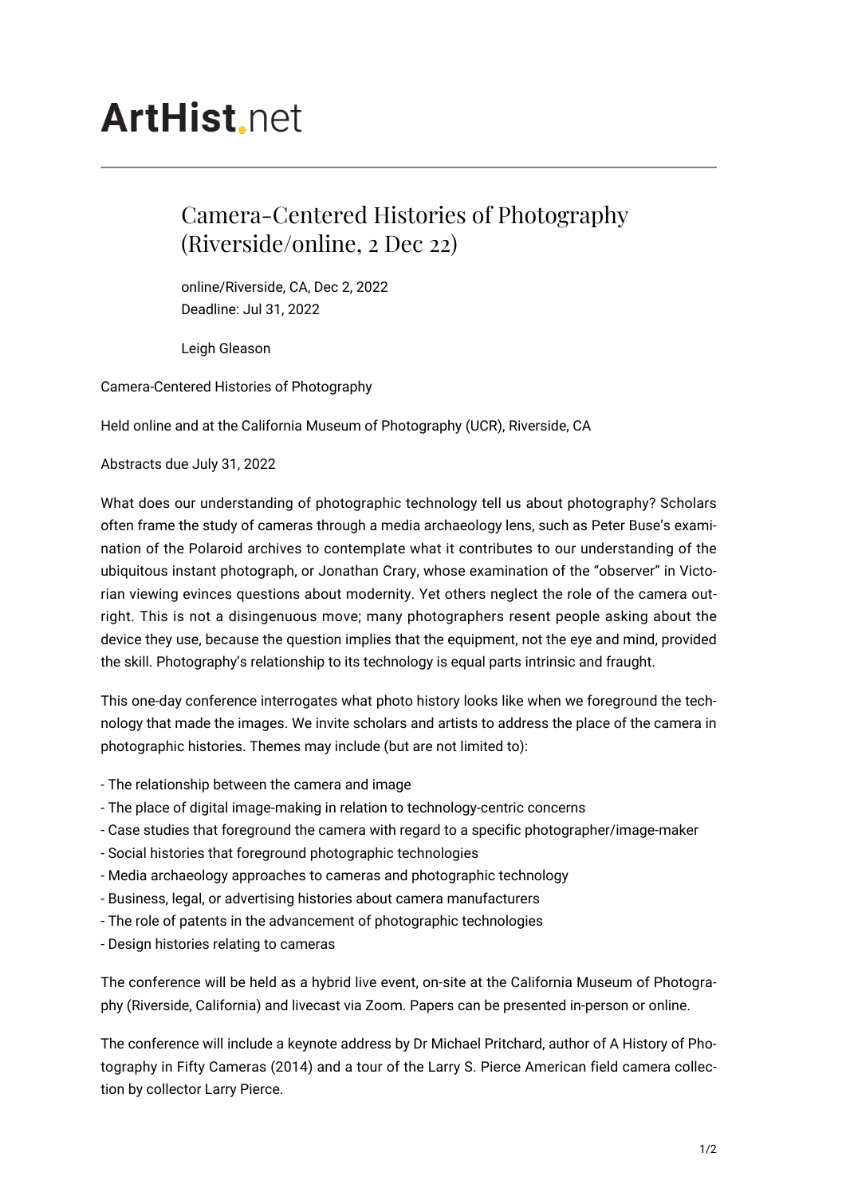# ArtHist.net

## Camera-Centered Histories of Photography (Riverside/online, 2 Dec 22)

online/Riverside, CA, Dec 2, 2022
Deadline: Jul 31, 2022

Leigh Gleason

Camera-Centered Histories of Photography

Held online and at the California Museum of Photography (UCR), Riverside, CA

Abstracts due July 31, 2022

What does our understanding of photographic technology tell us about photography? Scholars often frame the study of cameras through a media archaeology lens, such as Peter Buse's examination of the Polaroid archives to contemplate what it contributes to our understanding of the ubiquitous instant photograph, or Jonathan Crary, whose examination of the "observer" in Victorian viewing evinces questions about modernity. Yet others neglect the role of the camera outright. This is not a disingenuous move; many photographers resent people asking about the device they use, because the question implies that the equipment, not the eye and mind, provided the skill. Photography's relationship to its technology is equal parts intrinsic and fraught.

This one-day conference interrogates what photo history looks like when we foreground the technology that made the images. We invite scholars and artists to address the place of the camera in photographic histories. Themes may include (but are not limited to):

- The relationship between the camera and image
- The place of digital image-making in relation to technology-centric concerns
- Case studies that foreground the camera with regard to a specific photographer/image-maker
- Social histories that foreground photographic technologies
- Media archaeology approaches to cameras and photographic technology
- Business, legal, or advertising histories about camera manufacturers
- The role of patents in the advancement of photographic technologies
- Design histories relating to cameras

The conference will be held as a hybrid live event, on-site at the California Museum of Photography (Riverside, California) and livecast via Zoom. Papers can be presented in-person or online.

The conference will include a keynote address by Dr Michael Pritchard, author of A History of Photography in Fifty Cameras (2014) and a tour of the Larry S. Pierce American field camera collection by collector Larry Pierce.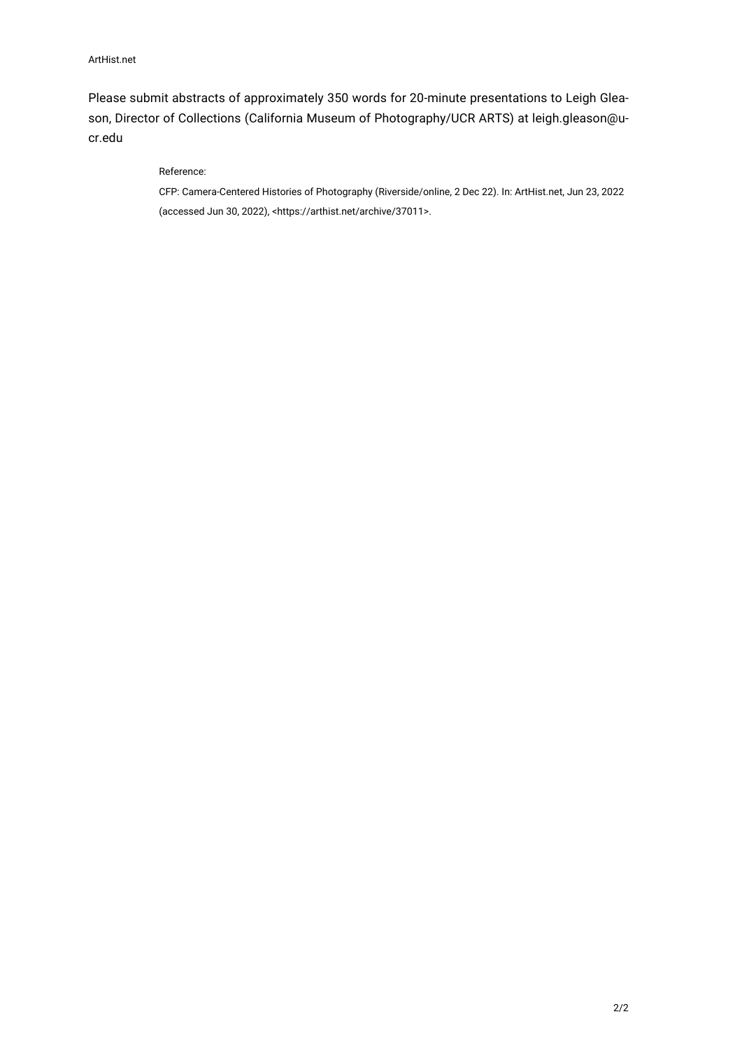Please submit abstracts of approximately 350 words for 20-minute presentations to Leigh Gleason, Director of Collections (California Museum of Photography/UCR ARTS) at leigh.gleason@ucr.edu

Reference:

CFP: Camera-Centered Histories of Photography (Riverside/online, 2 Dec 22). In: ArtHist.net, Jun 23, 2022 (accessed Jun 30, 2022), <https://arthist.net/archive/37011>.